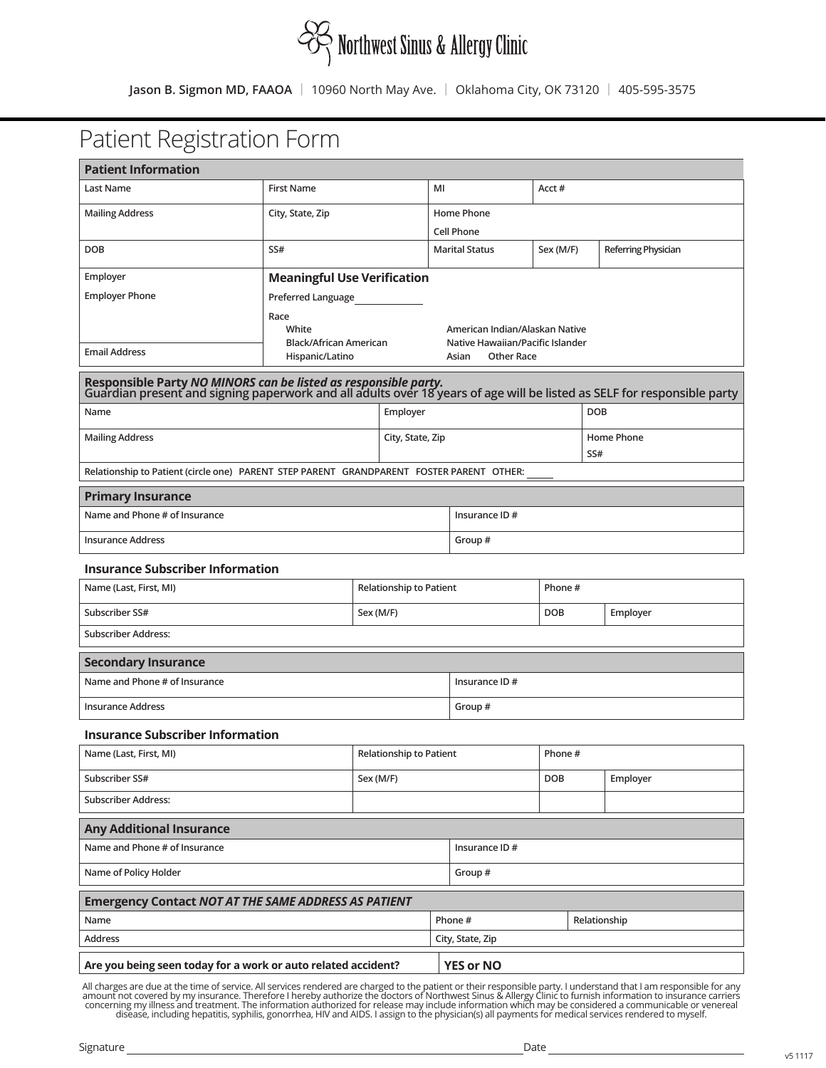# Northwest Sinus & Allergy Clinic

**Jason B. Sigmon MD, FAAOA** | 10960 North May Ave. | Oklahoma City, OK 73120 | 405-595-3575

# Patient Registration Form

| **Patient Information** | | | | |
|---|---|---|---|---|
| Last Name | First Name | MI | Acct # | |
| Mailing Address | City, State, Zip | Home Phone<br>Cell Phone | | |
| DOB | SS# | Marital Status | Sex (M/F) | Referring Physician |
| Employer<br>Employer Phone | **Meaningful Use Verification**<br>Preferred Language ______<br>Race<br>White / Black/African American / Hispanic/Latino / American Indian/Alaskan Native / Native Hawaiian/Pacific Islander / Asian / Other Race | | | |
| Email Address | | | | |

| **Responsible Party** ***NO MINORS can be listed as responsible party.*** **Guardian present and signing paperwork and all adults over 18 years of age will be listed as SELF for responsible party** | | |
|---|---|---|
| Name | Employer | DOB |
| Mailing Address | City, State, Zip | Home Phone<br>SS# |
| Relationship to Patient (circle one) PARENT STEP PARENT GRANDPARENT FOSTER PARENT OTHER: ______ | | |

| **Primary Insurance** | |
|---|---|
| Name and Phone # of Insurance | Insurance ID # |
| Insurance Address | Group # |

**Insurance Subscriber Information**

| Name (Last, First, MI) | Relationship to Patient | Phone # | |
|---|---|---|---|
| Subscriber SS# | Sex (M/F) | DOB | Employer |
| Subscriber Address: | | | |

| **Secondary Insurance** | |
|---|---|
| Name and Phone # of Insurance | Insurance ID # |
| Insurance Address | Group # |

**Insurance Subscriber Information**

| Name (Last, First, MI) | Relationship to Patient | Phone # | |
|---|---|---|---|
| Subscriber SS# | Sex (M/F) | DOB | Employer |
| Subscriber Address: | | | |

| **Any Additional Insurance** | |
|---|---|
| Name and Phone # of Insurance | Insurance ID # |
| Name of Policy Holder | Group # |

| **Emergency Contact** ***NOT AT THE SAME ADDRESS AS PATIENT*** | | |
|---|---|---|
| Name | Phone # | Relationship |
| Address | City, State, Zip | |

| **Are you being seen today for a work or auto related accident?** | **YES or NO** |
|---|---|

All charges are due at the time of service. All services rendered are charged to the patient or their responsible party. I understand that I am responsible for any amount not covered by my insurance. Therefore I hereby authorize the doctors of Northwest Sinus & Allergy Clinic to furnish information to insurance carriers concerning my illness and treatment. The information authorized for release may include information which may be considered a communicable or venereal disease, including hepatitis, syphilis, gonorrhea, HIV and AIDS. I assign to the physician(s) all payments for medical services rendered to myself.

Signature ______________________________ Date ______________

v5 1117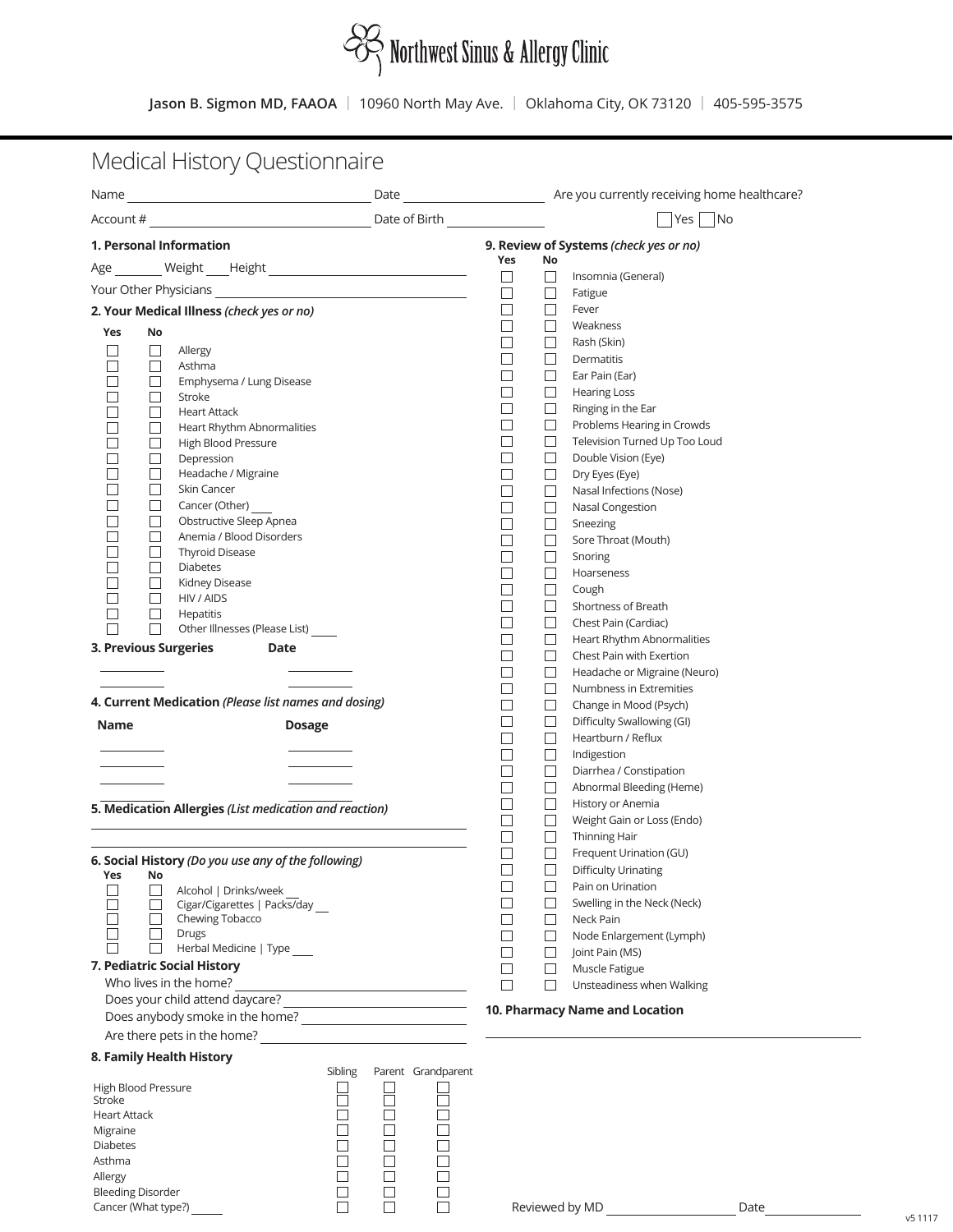Northwest Sinus & Allergy Clinic

**Jason B. Sigmon MD, FAAOA** | 10960 North May Ave. | Oklahoma City, OK 73120 | 405-595-3575

# Medical History Questionnaire

Name ____________________ Date ____________________ Are you currently receiving home healthcare?

Account # ____________________ Date of Birth ____________________ ☐ Yes ☐ No

## 1. Personal Information

Age ______ Weight ____ Height ____________________

Your Other Physicians ____________________

## 2. Your Medical Illness *(check yes or no)*

| Yes | No | |
|---|---|---|
| ☐ | ☐ | Allergy |
| ☐ | ☐ | Asthma |
| ☐ | ☐ | Emphysema / Lung Disease |
| ☐ | ☐ | Stroke |
| ☐ | ☐ | Heart Attack |
| ☐ | ☐ | Heart Rhythm Abnormalities |
| ☐ | ☐ | High Blood Pressure |
| ☐ | ☐ | Depression |
| ☐ | ☐ | Headache / Migraine |
| ☐ | ☐ | Skin Cancer |
| ☐ | ☐ | Cancer (Other) ____ |
| ☐ | ☐ | Obstructive Sleep Apnea |
| ☐ | ☐ | Anemia / Blood Disorders |
| ☐ | ☐ | Thyroid Disease |
| ☐ | ☐ | Diabetes |
| ☐ | ☐ | Kidney Disease |
| ☐ | ☐ | HIV / AIDS |
| ☐ | ☐ | Hepatitis |
| ☐ | ☐ | Other Illnesses (Please List) ____ |

## 3. Previous Surgeries

| Surgery | Date |
|---|---|
| ________ | ________ |
| ________ | ________ |

## 4. Current Medication *(Please list names and dosing)*

| Name | Dosage |
|---|---|
| ________ | ________ |
| ________ | ________ |
| ________ | ________ |
| ________ | ________ |

## 5. Medication Allergies *(List medication and reaction)*

____________________

____________________

## 6. Social History *(Do you use any of the following)*

| Yes | No | |
|---|---|---|
| ☐ | ☐ | Alcohol \| Drinks/week __ |
| ☐ | ☐ | Cigar/Cigarettes \| Packs/day __ |
| ☐ | ☐ | Chewing Tobacco |
| ☐ | ☐ | Drugs |
| ☐ | ☐ | Herbal Medicine \| Type ____ |

## 7. Pediatric Social History

Who lives in the home? ____________________

Does your child attend daycare? ____________________

Does anybody smoke in the home? ____________________

Are there pets in the home? ____________________

## 8. Family Health History

| | Sibling | Parent | Grandparent |
|---|---|---|---|
| High Blood Pressure | ☐ | ☐ | ☐ |
| Stroke | ☐ | ☐ | ☐ |
| Heart Attack | ☐ | ☐ | ☐ |
| Migraine | ☐ | ☐ | ☐ |
| Diabetes | ☐ | ☐ | ☐ |
| Asthma | ☐ | ☐ | ☐ |
| Allergy | ☐ | ☐ | ☐ |
| Bleeding Disorder | ☐ | ☐ | ☐ |
| Cancer (What type?) _____ | ☐ | ☐ | ☐ |

## 9. Review of Systems *(check yes or no)*

| Yes | No | |
|---|---|---|
| ☐ | ☐ | Insomnia (General) |
| ☐ | ☐ | Fatigue |
| ☐ | ☐ | Fever |
| ☐ | ☐ | Weakness |
| ☐ | ☐ | Rash (Skin) |
| ☐ | ☐ | Dermatitis |
| ☐ | ☐ | Ear Pain (Ear) |
| ☐ | ☐ | Hearing Loss |
| ☐ | ☐ | Ringing in the Ear |
| ☐ | ☐ | Problems Hearing in Crowds |
| ☐ | ☐ | Television Turned Up Too Loud |
| ☐ | ☐ | Double Vision (Eye) |
| ☐ | ☐ | Dry Eyes (Eye) |
| ☐ | ☐ | Nasal Infections (Nose) |
| ☐ | ☐ | Nasal Congestion |
| ☐ | ☐ | Sneezing |
| ☐ | ☐ | Sore Throat (Mouth) |
| ☐ | ☐ | Snoring |
| ☐ | ☐ | Hoarseness |
| ☐ | ☐ | Cough |
| ☐ | ☐ | Shortness of Breath |
| ☐ | ☐ | Chest Pain (Cardiac) |
| ☐ | ☐ | Heart Rhythm Abnormalities |
| ☐ | ☐ | Chest Pain with Exertion |
| ☐ | ☐ | Headache or Migraine (Neuro) |
| ☐ | ☐ | Numbness in Extremities |
| ☐ | ☐ | Change in Mood (Psych) |
| ☐ | ☐ | Difficulty Swallowing (GI) |
| ☐ | ☐ | Heartburn / Reflux |
| ☐ | ☐ | Indigestion |
| ☐ | ☐ | Diarrhea / Constipation |
| ☐ | ☐ | Abnormal Bleeding (Heme) |
| ☐ | ☐ | History or Anemia |
| ☐ | ☐ | Weight Gain or Loss (Endo) |
| ☐ | ☐ | Thinning Hair |
| ☐ | ☐ | Frequent Urination (GU) |
| ☐ | ☐ | Difficulty Urinating |
| ☐ | ☐ | Pain on Urination |
| ☐ | ☐ | Swelling in the Neck (Neck) |
| ☐ | ☐ | Neck Pain |
| ☐ | ☐ | Node Enlargement (Lymph) |
| ☐ | ☐ | Joint Pain (MS) |
| ☐ | ☐ | Muscle Fatigue |
| ☐ | ☐ | Unsteadiness when Walking |

## 10. Pharmacy Name and Location

____________________

Reviewed by MD ____________________ Date ____________________

v5 1117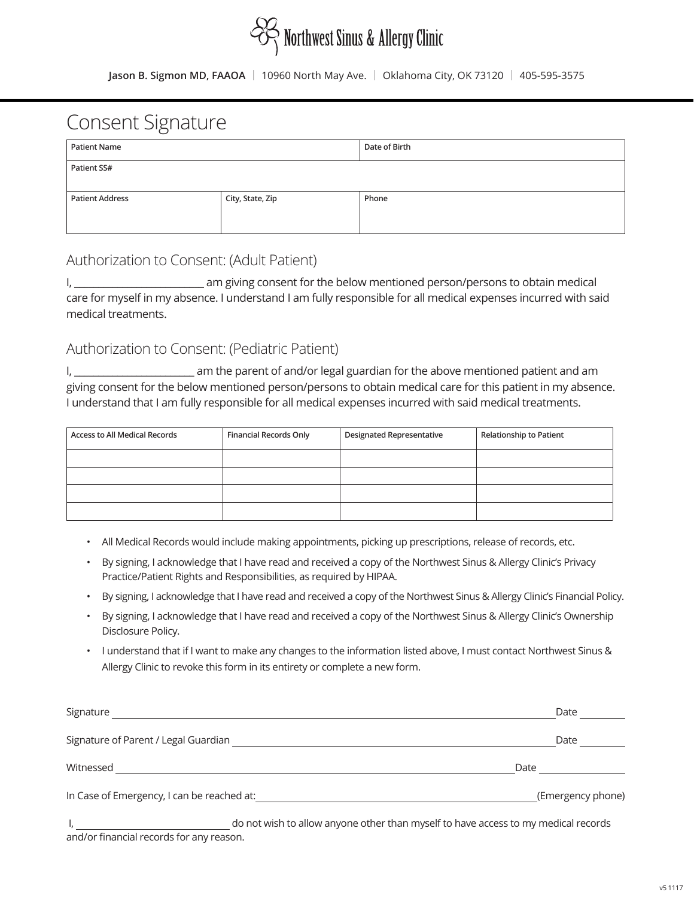# Northwest Sinus & Allergy Clinic

**Jason B. Sigmon MD, FAAOA** | 10960 North May Ave. | Oklahoma City, OK 73120 | 405-595-3575

## Consent Signature

| Patient Name | | Date of Birth |
|---|---|---|
| **Patient SS#** | | |
| **Patient Address** | **City, State, Zip** | **Phone** |
| | | |

### Authorization to Consent: (Adult Patient)

I, __________________________ am giving consent for the below mentioned person/persons to obtain medical care for myself in my absence. I understand I am fully responsible for all medical expenses incurred with said medical treatments.

### Authorization to Consent: (Pediatric Patient)

I, ________________________ am the parent of and/or legal guardian for the above mentioned patient and am giving consent for the below mentioned person/persons to obtain medical care for this patient in my absence. I understand that I am fully responsible for all medical expenses incurred with said medical treatments.

| Access to All Medical Records | Financial Records Only | Designated Representative | Relationship to Patient |
|---|---|---|---|
| | | | |
| | | | |
| | | | |
| | | | |

- All Medical Records would include making appointments, picking up prescriptions, release of records, etc.
- By signing, I acknowledge that I have read and received a copy of the Northwest Sinus & Allergy Clinic's Privacy Practice/Patient Rights and Responsibilities, as required by HIPAA.
- By signing, I acknowledge that I have read and received a copy of the Northwest Sinus & Allergy Clinic's Financial Policy.
- By signing, I acknowledge that I have read and received a copy of the Northwest Sinus & Allergy Clinic's Ownership Disclosure Policy.
- I understand that if I want to make any changes to the information listed above, I must contact Northwest Sinus & Allergy Clinic to revoke this form in its entirety or complete a new form.

Signature ____________________________________________ Date __________

Signature of Parent / Legal Guardian ____________________________ Date __________

Witnessed ____________________________________________ Date __________

In Case of Emergency, I can be reached at: ______________________________ (Emergency phone)

I, ______________________________ do not wish to allow anyone other than myself to have access to my medical records and/or financial records for any reason.

v5 1117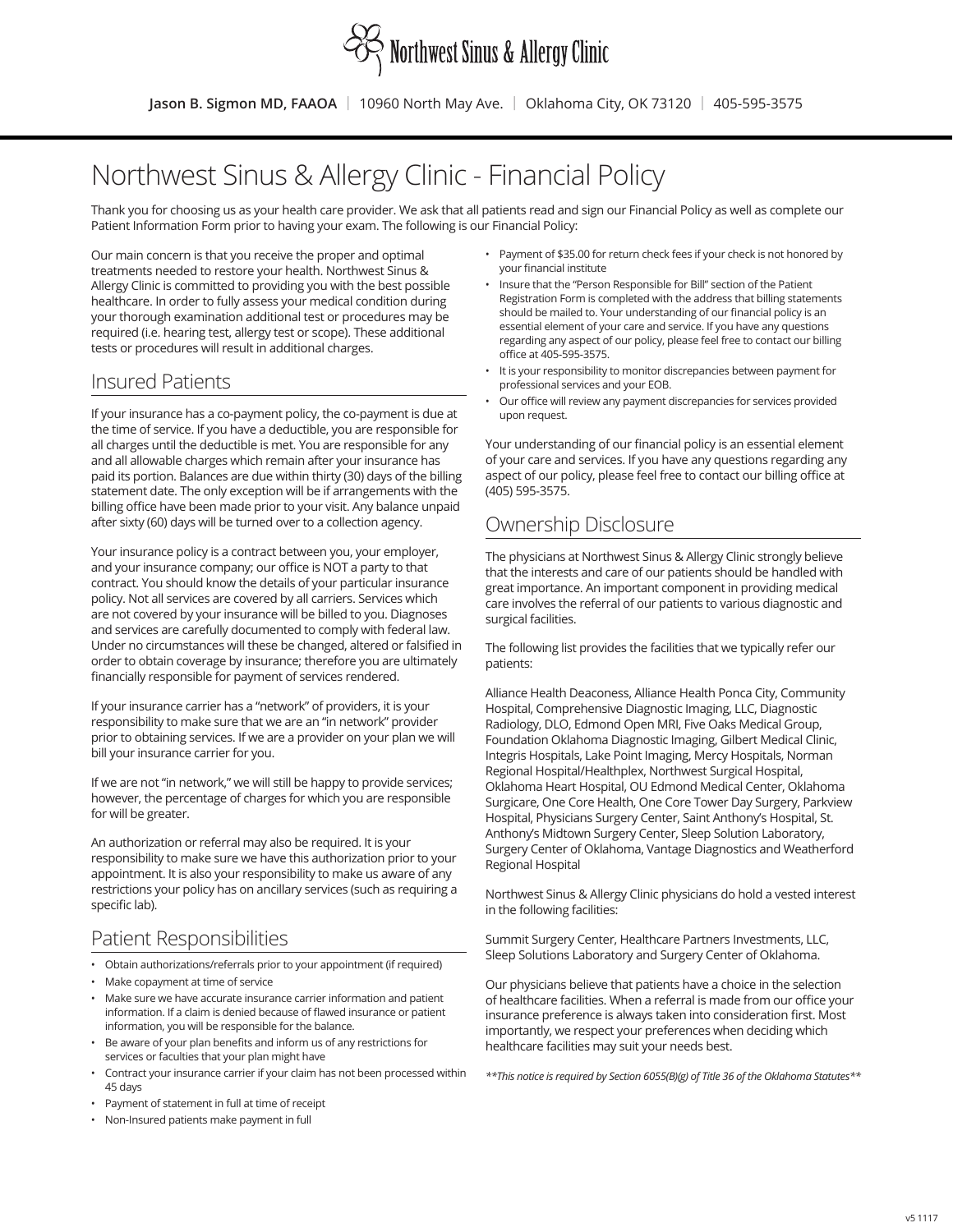Northwest Sinus & Allergy Clinic

**Jason B. Sigmon MD, FAAOA** | 10960 North May Ave. | Oklahoma City, OK 73120 | 405-595-3575

# Northwest Sinus & Allergy Clinic - Financial Policy

Thank you for choosing us as your health care provider. We ask that all patients read and sign our Financial Policy as well as complete our Patient Information Form prior to having your exam. The following is our Financial Policy:

Our main concern is that you receive the proper and optimal treatments needed to restore your health. Northwest Sinus & Allergy Clinic is committed to providing you with the best possible healthcare. In order to fully assess your medical condition during your thorough examination additional test or procedures may be required (i.e. hearing test, allergy test or scope). These additional tests or procedures will result in additional charges.

## Insured Patients

If your insurance has a co-payment policy, the co-payment is due at the time of service. If you have a deductible, you are responsible for all charges until the deductible is met. You are responsible for any and all allowable charges which remain after your insurance has paid its portion. Balances are due within thirty (30) days of the billing statement date. The only exception will be if arrangements with the billing office have been made prior to your visit. Any balance unpaid after sixty (60) days will be turned over to a collection agency.

Your insurance policy is a contract between you, your employer, and your insurance company; our office is NOT a party to that contract. You should know the details of your particular insurance policy. Not all services are covered by all carriers. Services which are not covered by your insurance will be billed to you. Diagnoses and services are carefully documented to comply with federal law. Under no circumstances will these be changed, altered or falsified in order to obtain coverage by insurance; therefore you are ultimately financially responsible for payment of services rendered.

If your insurance carrier has a "network" of providers, it is your responsibility to make sure that we are an "in network" provider prior to obtaining services. If we are a provider on your plan we will bill your insurance carrier for you.

If we are not "in network," we will still be happy to provide services; however, the percentage of charges for which you are responsible for will be greater.

An authorization or referral may also be required. It is your responsibility to make sure we have this authorization prior to your appointment. It is also your responsibility to make us aware of any restrictions your policy has on ancillary services (such as requiring a specific lab).

## Patient Responsibilities

- Obtain authorizations/referrals prior to your appointment (if required)
- Make copayment at time of service
- Make sure we have accurate insurance carrier information and patient information. If a claim is denied because of flawed insurance or patient information, you will be responsible for the balance.
- Be aware of your plan benefits and inform us of any restrictions for services or faculties that your plan might have
- Contract your insurance carrier if your claim has not been processed within 45 days
- Payment of statement in full at time of receipt
- Non-Insured patients make payment in full
- Payment of $35.00 for return check fees if your check is not honored by your financial institute
- Insure that the "Person Responsible for Bill" section of the Patient Registration Form is completed with the address that billing statements should be mailed to. Your understanding of our financial policy is an essential element of your care and service. If you have any questions regarding any aspect of our policy, please feel free to contact our billing office at 405-595-3575.
- It is your responsibility to monitor discrepancies between payment for professional services and your EOB.
- Our office will review any payment discrepancies for services provided upon request.

Your understanding of our financial policy is an essential element of your care and services. If you have any questions regarding any aspect of our policy, please feel free to contact our billing office at (405) 595-3575.

## Ownership Disclosure

The physicians at Northwest Sinus & Allergy Clinic strongly believe that the interests and care of our patients should be handled with great importance. An important component in providing medical care involves the referral of our patients to various diagnostic and surgical facilities.

The following list provides the facilities that we typically refer our patients:

Alliance Health Deaconess, Alliance Health Ponca City, Community Hospital, Comprehensive Diagnostic Imaging, LLC, Diagnostic Radiology, DLO, Edmond Open MRI, Five Oaks Medical Group, Foundation Oklahoma Diagnostic Imaging, Gilbert Medical Clinic, Integris Hospitals, Lake Point Imaging, Mercy Hospitals, Norman Regional Hospital/Healthplex, Northwest Surgical Hospital, Oklahoma Heart Hospital, OU Edmond Medical Center, Oklahoma Surgicare, One Core Health, One Core Tower Day Surgery, Parkview Hospital, Physicians Surgery Center, Saint Anthony's Hospital, St. Anthony's Midtown Surgery Center, Sleep Solution Laboratory, Surgery Center of Oklahoma, Vantage Diagnostics and Weatherford Regional Hospital

Northwest Sinus & Allergy Clinic physicians do hold a vested interest in the following facilities:

Summit Surgery Center, Healthcare Partners Investments, LLC, Sleep Solutions Laboratory and Surgery Center of Oklahoma.

Our physicians believe that patients have a choice in the selection of healthcare facilities. When a referral is made from our office your insurance preference is always taken into consideration first. Most importantly, we respect your preferences when deciding which healthcare facilities may suit your needs best.

*\*\*This notice is required by Section 6055(B)(g) of Title 36 of the Oklahoma Statutes\*\**

v5 1117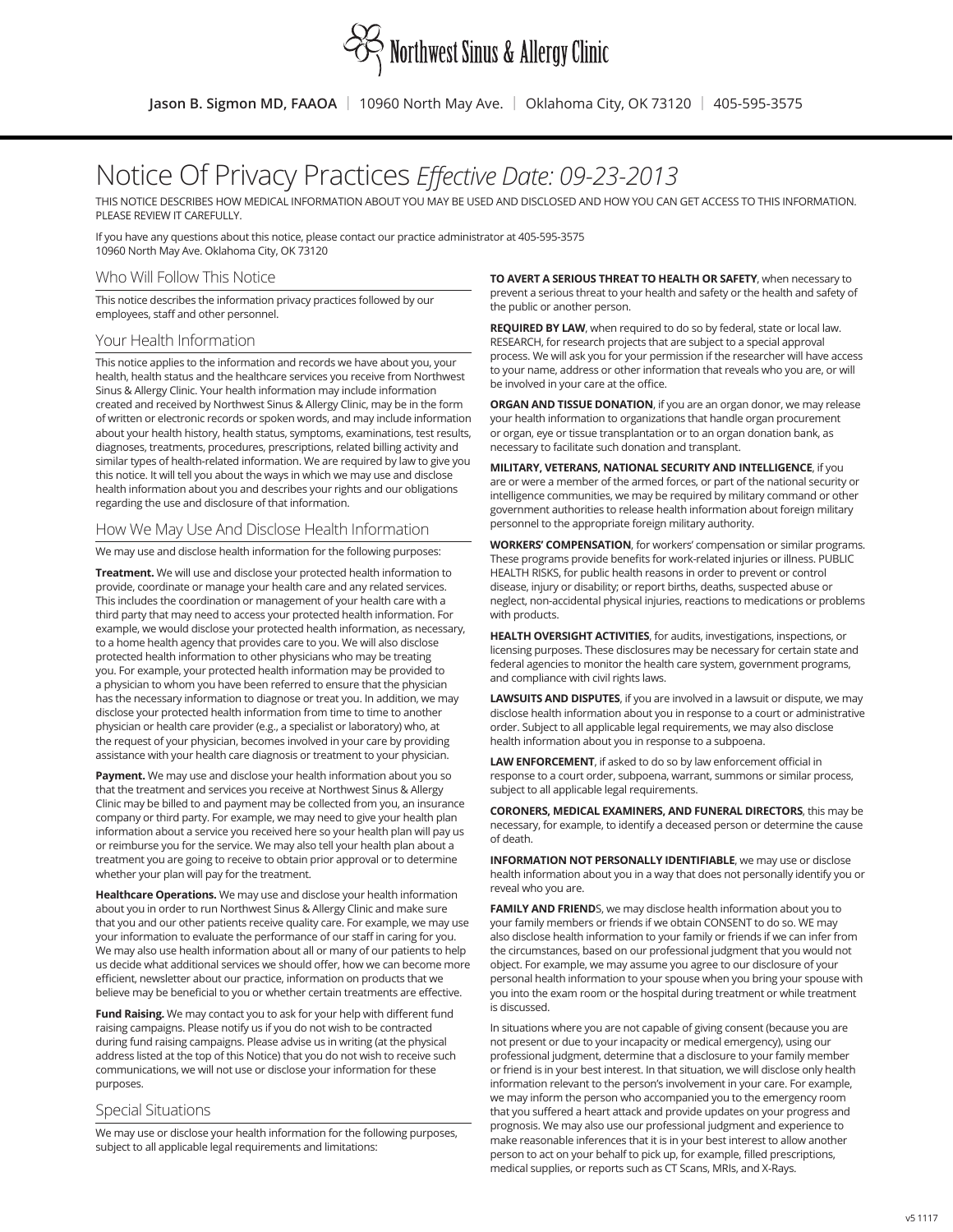# Northwest Sinus & Allergy Clinic

**Jason B. Sigmon MD, FAAOA** | 10960 North May Ave. | Oklahoma City, OK 73120 | 405-595-3575

# Notice Of Privacy Practices *Effective Date: 09-23-2013*

THIS NOTICE DESCRIBES HOW MEDICAL INFORMATION ABOUT YOU MAY BE USED AND DISCLOSED AND HOW YOU CAN GET ACCESS TO THIS INFORMATION. PLEASE REVIEW IT CAREFULLY.

If you have any questions about this notice, please contact our practice administrator at 405-595-3575
10960 North May Ave. Oklahoma City, OK 73120

## Who Will Follow This Notice

This notice describes the information privacy practices followed by our employees, staff and other personnel.

## Your Health Information

This notice applies to the information and records we have about you, your health, health status and the healthcare services you receive from Northwest Sinus & Allergy Clinic. Your health information may include information created and received by Northwest Sinus & Allergy Clinic, may be in the form of written or electronic records or spoken words, and may include information about your health history, health status, symptoms, examinations, test results, diagnoses, treatments, procedures, prescriptions, related billing activity and similar types of health-related information. We are required by law to give you this notice. It will tell you about the ways in which we may use and disclose health information about you and describes your rights and our obligations regarding the use and disclosure of that information.

## How We May Use And Disclose Health Information

We may use and disclose health information for the following purposes:

**Treatment.** We will use and disclose your protected health information to provide, coordinate or manage your health care and any related services. This includes the coordination or management of your health care with a third party that may need to access your protected health information. For example, we would disclose your protected health information, as necessary, to a home health agency that provides care to you. We will also disclose protected health information to other physicians who may be treating you. For example, your protected health information may be provided to a physician to whom you have been referred to ensure that the physician has the necessary information to diagnose or treat you. In addition, we may disclose your protected health information from time to time to another physician or health care provider (e.g., a specialist or laboratory) who, at the request of your physician, becomes involved in your care by providing assistance with your health care diagnosis or treatment to your physician.

**Payment.** We may use and disclose your health information about you so that the treatment and services you receive at Northwest Sinus & Allergy Clinic may be billed to and payment may be collected from you, an insurance company or third party. For example, we may need to give your health plan information about a service you received here so your health plan will pay us or reimburse you for the service. We may also tell your health plan about a treatment you are going to receive to obtain prior approval or to determine whether your plan will pay for the treatment.

**Healthcare Operations.** We may use and disclose your health information about you in order to run Northwest Sinus & Allergy Clinic and make sure that you and our other patients receive quality care. For example, we may use your information to evaluate the performance of our staff in caring for you. We may also use health information about all or many of our patients to help us decide what additional services we should offer, how we can become more efficient, newsletter about our practice, information on products that we believe may be beneficial to you or whether certain treatments are effective.

**Fund Raising.** We may contact you to ask for your help with different fund raising campaigns. Please notify us if you do not wish to be contracted during fund raising campaigns. Please advise us in writing (at the physical address listed at the top of this Notice) that you do not wish to receive such communications, we will not use or disclose your information for these purposes.

## Special Situations

We may use or disclose your health information for the following purposes, subject to all applicable legal requirements and limitations:

**TO AVERT A SERIOUS THREAT TO HEALTH OR SAFETY**, when necessary to prevent a serious threat to your health and safety or the health and safety of the public or another person.

**REQUIRED BY LAW**, when required to do so by federal, state or local law. RESEARCH, for research projects that are subject to a special approval process. We will ask you for your permission if the researcher will have access to your name, address or other information that reveals who you are, or will be involved in your care at the office.

**ORGAN AND TISSUE DONATION**, if you are an organ donor, we may release your health information to organizations that handle organ procurement or organ, eye or tissue transplantation or to an organ donation bank, as necessary to facilitate such donation and transplant.

**MILITARY, VETERANS, NATIONAL SECURITY AND INTELLIGENCE**, if you are or were a member of the armed forces, or part of the national security or intelligence communities, we may be required by military command or other government authorities to release health information about foreign military personnel to the appropriate foreign military authority.

**WORKERS' COMPENSATION**, for workers' compensation or similar programs. These programs provide benefits for work-related injuries or illness. PUBLIC HEALTH RISKS, for public health reasons in order to prevent or control disease, injury or disability; or report births, deaths, suspected abuse or neglect, non-accidental physical injuries, reactions to medications or problems with products.

**HEALTH OVERSIGHT ACTIVITIES**, for audits, investigations, inspections, or licensing purposes. These disclosures may be necessary for certain state and federal agencies to monitor the health care system, government programs, and compliance with civil rights laws.

**LAWSUITS AND DISPUTES**, if you are involved in a lawsuit or dispute, we may disclose health information about you in response to a court or administrative order. Subject to all applicable legal requirements, we may also disclose health information about you in response to a subpoena.

**LAW ENFORCEMENT**, if asked to do so by law enforcement official in response to a court order, subpoena, warrant, summons or similar process, subject to all applicable legal requirements.

**CORONERS, MEDICAL EXAMINERS, AND FUNERAL DIRECTORS**, this may be necessary, for example, to identify a deceased person or determine the cause of death.

**INFORMATION NOT PERSONALLY IDENTIFIABLE**, we may use or disclose health information about you in a way that does not personally identify you or reveal who you are.

**FAMILY AND FRIEND**S, we may disclose health information about you to your family members or friends if we obtain CONSENT to do so. WE may also disclose health information to your family or friends if we can infer from the circumstances, based on our professional judgment that you would not object. For example, we may assume you agree to our disclosure of your personal health information to your spouse when you bring your spouse with you into the exam room or the hospital during treatment or while treatment is discussed.

In situations where you are not capable of giving consent (because you are not present or due to your incapacity or medical emergency), using our professional judgment, determine that a disclosure to your family member or friend is in your best interest. In that situation, we will disclose only health information relevant to the person's involvement in your care. For example, we may inform the person who accompanied you to the emergency room that you suffered a heart attack and provide updates on your progress and prognosis. We may also use our professional judgment and experience to make reasonable inferences that it is in your best interest to allow another person to act on your behalf to pick up, for example, filled prescriptions, medical supplies, or reports such as CT Scans, MRIs, and X-Rays.

v5 1117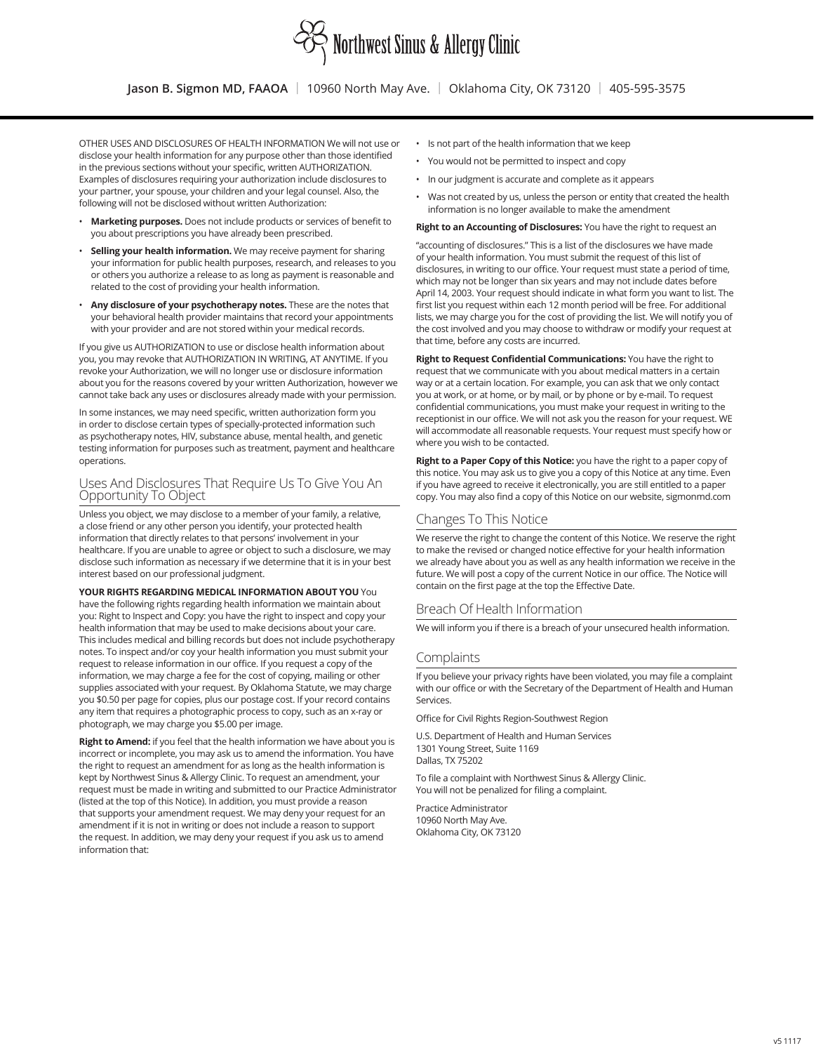OTHER USES AND DISCLOSURES OF HEALTH INFORMATION We will not use or disclose your health information for any purpose other than those identified in the previous sections without your specific, written AUTHORIZATION. Examples of disclosures requiring your authorization include disclosures to your partner, your spouse, your children and your legal counsel. Also, the following will not be disclosed without written Authorization:

- **Marketing purposes.** Does not include products or services of benefit to you about prescriptions you have already been prescribed.
- **Selling your health information.** We may receive payment for sharing your information for public health purposes, research, and releases to you or others you authorize a release to as long as payment is reasonable and related to the cost of providing your health information.
- **Any disclosure of your psychotherapy notes.** These are the notes that your behavioral health provider maintains that record your appointments with your provider and are not stored within your medical records.

If you give us AUTHORIZATION to use or disclose health information about you, you may revoke that AUTHORIZATION IN WRITING, AT ANYTIME. If you revoke your Authorization, we will no longer use or disclosure information about you for the reasons covered by your written Authorization, however we cannot take back any uses or disclosures already made with your permission.

In some instances, we may need specific, written authorization form you in order to disclose certain types of specially-protected information such as psychotherapy notes, HIV, substance abuse, mental health, and genetic testing information for purposes such as treatment, payment and healthcare operations.

## Uses And Disclosures That Require Us To Give You An Opportunity To Object

Unless you object, we may disclose to a member of your family, a relative, a close friend or any other person you identify, your protected health information that directly relates to that persons' involvement in your healthcare. If you are unable to agree or object to such a disclosure, we may disclose such information as necessary if we determine that it is in your best interest based on our professional judgment.

**YOUR RIGHTS REGARDING MEDICAL INFORMATION ABOUT YOU** You have the following rights regarding health information we maintain about you: Right to Inspect and Copy: you have the right to inspect and copy your health information that may be used to make decisions about your care. This includes medical and billing records but does not include psychotherapy notes. To inspect and/or coy your health information you must submit your request to release information in our office. If you request a copy of the information, we may charge a fee for the cost of copying, mailing or other supplies associated with your request. By Oklahoma Statute, we may charge you $0.50 per page for copies, plus our postage cost. If your record contains any item that requires a photographic process to copy, such as an x-ray or photograph, we may charge you $5.00 per image.

**Right to Amend:** if you feel that the health information we have about you is incorrect or incomplete, you may ask us to amend the information. You have the right to request an amendment for as long as the health information is kept by Northwest Sinus & Allergy Clinic. To request an amendment, your request must be made in writing and submitted to our Practice Administrator (listed at the top of this Notice). In addition, you must provide a reason that supports your amendment request. We may deny your request for an amendment if it is not in writing or does not include a reason to support the request. In addition, we may deny your request if you ask us to amend information that:

- Is not part of the health information that we keep
- You would not be permitted to inspect and copy
- In our judgment is accurate and complete as it appears
- Was not created by us, unless the person or entity that created the health information is no longer available to make the amendment

**Right to an Accounting of Disclosures:** You have the right to request an "accounting of disclosures." This is a list of the disclosures we have made of your health information. You must submit the request of this list of disclosures, in writing to our office. Your request must state a period of time, which may not be longer than six years and may not include dates before April 14, 2003. Your request should indicate in what form you want to list. The first list you request within each 12 month period will be free. For additional lists, we may charge you for the cost of providing the list. We will notify you of the cost involved and you may choose to withdraw or modify your request at that time, before any costs are incurred.

**Right to Request Confidential Communications:** You have the right to request that we communicate with you about medical matters in a certain way or at a certain location. For example, you can ask that we only contact you at work, or at home, or by mail, or by phone or by e-mail. To request confidential communications, you must make your request in writing to the receptionist in our office. We will not ask you the reason for your request. WE will accommodate all reasonable requests. Your request must specify how or where you wish to be contacted.

**Right to a Paper Copy of this Notice:** you have the right to a paper copy of this notice. You may ask us to give you a copy of this Notice at any time. Even if you have agreed to receive it electronically, you are still entitled to a paper copy. You may also find a copy of this Notice on our website, sigmonmd.com

## Changes To This Notice

We reserve the right to change the content of this Notice. We reserve the right to make the revised or changed notice effective for your health information we already have about you as well as any health information we receive in the future. We will post a copy of the current Notice in our office. The Notice will contain on the first page at the top the Effective Date.

## Breach Of Health Information

We will inform you if there is a breach of your unsecured health information.

## Complaints

If you believe your privacy rights have been violated, you may file a complaint with our office or with the Secretary of the Department of Health and Human Services.

Office for Civil Rights Region-Southwest Region

U.S. Department of Health and Human Services
1301 Young Street, Suite 1169
Dallas, TX 75202

To file a complaint with Northwest Sinus & Allergy Clinic.
You will not be penalized for filing a complaint.

Practice Administrator
10960 North May Ave.
Oklahoma City, OK 73120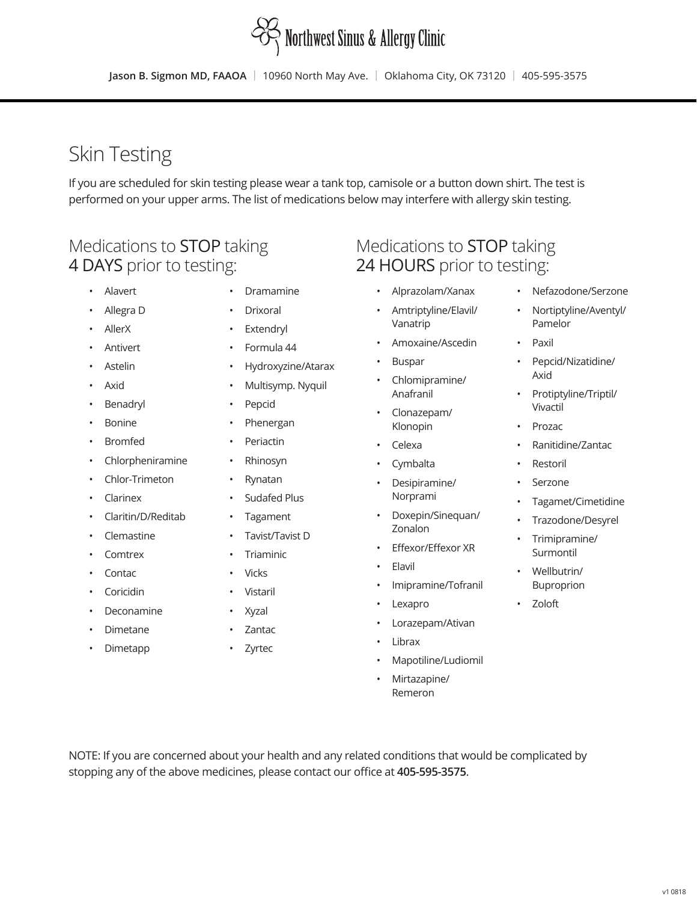Northwest Sinus & Allergy Clinic

**Jason B. Sigmon MD, FAAOA** | 10960 North May Ave. | Oklahoma City, OK 73120 | 405-595-3575

# Skin Testing

If you are scheduled for skin testing please wear a tank top, camisole or a button down shirt. The test is performed on your upper arms. The list of medications below may interfere with allergy skin testing.

## Medications to STOP taking 4 DAYS prior to testing:

- Alavert
- Allegra D
- AllerX
- Antivert
- Astelin
- Axid
- Benadryl
- Bonine
- Bromfed
- Chlorpheniramine
- Chlor-Trimeton
- Clarinex
- Claritin/D/Reditab
- Clemastine
- Comtrex
- Contac
- Coricidin
- Deconamine
- Dimetane
- Dimetapp
- Dramamine
- Drixoral
- Extendryl
- Formula 44
- Hydroxyzine/Atarax
- Multisymp. Nyquil
- Pepcid
- Phenergan
- Periactin
- Rhinosyn
- Rynatan
- Sudafed Plus
- Tagament
- Tavist/Tavist D
- Triaminic
- Vicks
- Vistaril
- Xyzal
- Zantac
- Zyrtec

## Medications to STOP taking 24 HOURS prior to testing:

- Alprazolam/Xanax
- Amtriptyline/Elavil/Vanatrip
- Amoxaine/Ascedin
- Buspar
- Chlomipramine/Anafranil
- Clonazepam/Klonopin
- Celexa
- Cymbalta
- Desipiramine/Norprami
- Doxepin/Sinequan/Zonalon
- Effexor/Effexor XR
- Elavil
- Imipramine/Tofranil
- Lexapro
- Lorazepam/Ativan
- Librax
- Mapotiline/Ludiomil
- Mirtazapine/Remeron
- Nefazodone/Serzone
- Nortiptyline/Aventyl/Pamelor
- Paxil
- Pepcid/Nizatidine/Axid
- Protiptyline/Triptil/Vivactil
- Prozac
- Ranitidine/Zantac
- Restoril
- Serzone
- Tagamet/Cimetidine
- Trazodone/Desyrel
- Trimipramine/Surmontil
- Wellbutrin/Buproprion
- Zoloft

NOTE: If you are concerned about your health and any related conditions that would be complicated by stopping any of the above medicines, please contact our office at **405-595-3575**.

v1 0818